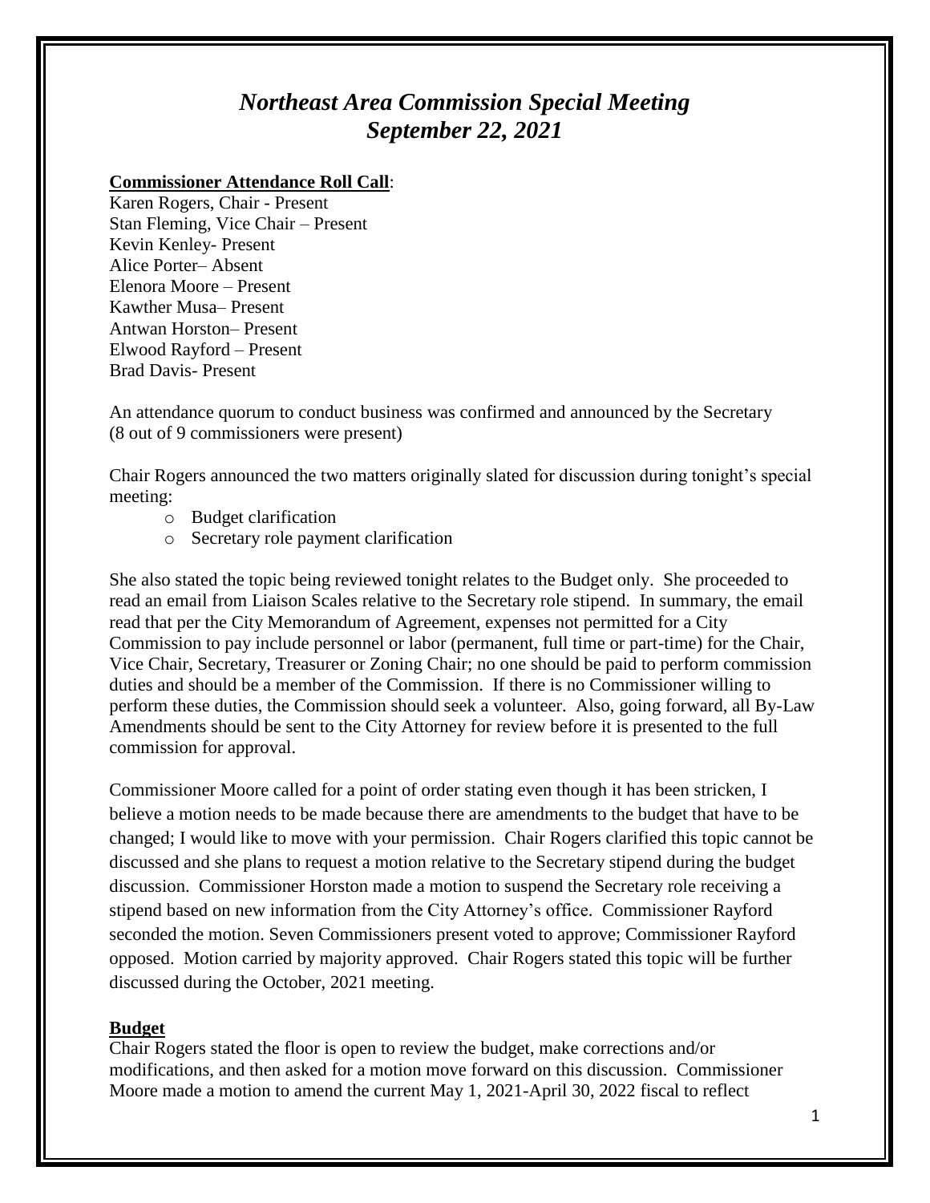# *Northeast Area Commission Special Meeting*
# *September 22, 2021*

**Commissioner Attendance Roll Call**:

Karen Rogers, Chair - Present
Stan Fleming, Vice Chair – Present
Kevin Kenley- Present
Alice Porter– Absent
Elenora Moore – Present
Kawther Musa– Present
Antwan Horston– Present
Elwood Rayford – Present
Brad Davis- Present

An attendance quorum to conduct business was confirmed and announced by the Secretary (8 out of 9 commissioners were present)

Chair Rogers announced the two matters originally slated for discussion during tonight's special meeting:

- Budget clarification
- Secretary role payment clarification

She also stated the topic being reviewed tonight relates to the Budget only. She proceeded to read an email from Liaison Scales relative to the Secretary role stipend. In summary, the email read that per the City Memorandum of Agreement, expenses not permitted for a City Commission to pay include personnel or labor (permanent, full time or part-time) for the Chair, Vice Chair, Secretary, Treasurer or Zoning Chair; no one should be paid to perform commission duties and should be a member of the Commission. If there is no Commissioner willing to perform these duties, the Commission should seek a volunteer. Also, going forward, all By-Law Amendments should be sent to the City Attorney for review before it is presented to the full commission for approval.

Commissioner Moore called for a point of order stating even though it has been stricken, I believe a motion needs to be made because there are amendments to the budget that have to be changed; I would like to move with your permission. Chair Rogers clarified this topic cannot be discussed and she plans to request a motion relative to the Secretary stipend during the budget discussion. Commissioner Horston made a motion to suspend the Secretary role receiving a stipend based on new information from the City Attorney's office. Commissioner Rayford seconded the motion. Seven Commissioners present voted to approve; Commissioner Rayford opposed. Motion carried by majority approved. Chair Rogers stated this topic will be further discussed during the October, 2021 meeting.

**Budget**

Chair Rogers stated the floor is open to review the budget, make corrections and/or modifications, and then asked for a motion move forward on this discussion. Commissioner Moore made a motion to amend the current May 1, 2021-April 30, 2022 fiscal to reflect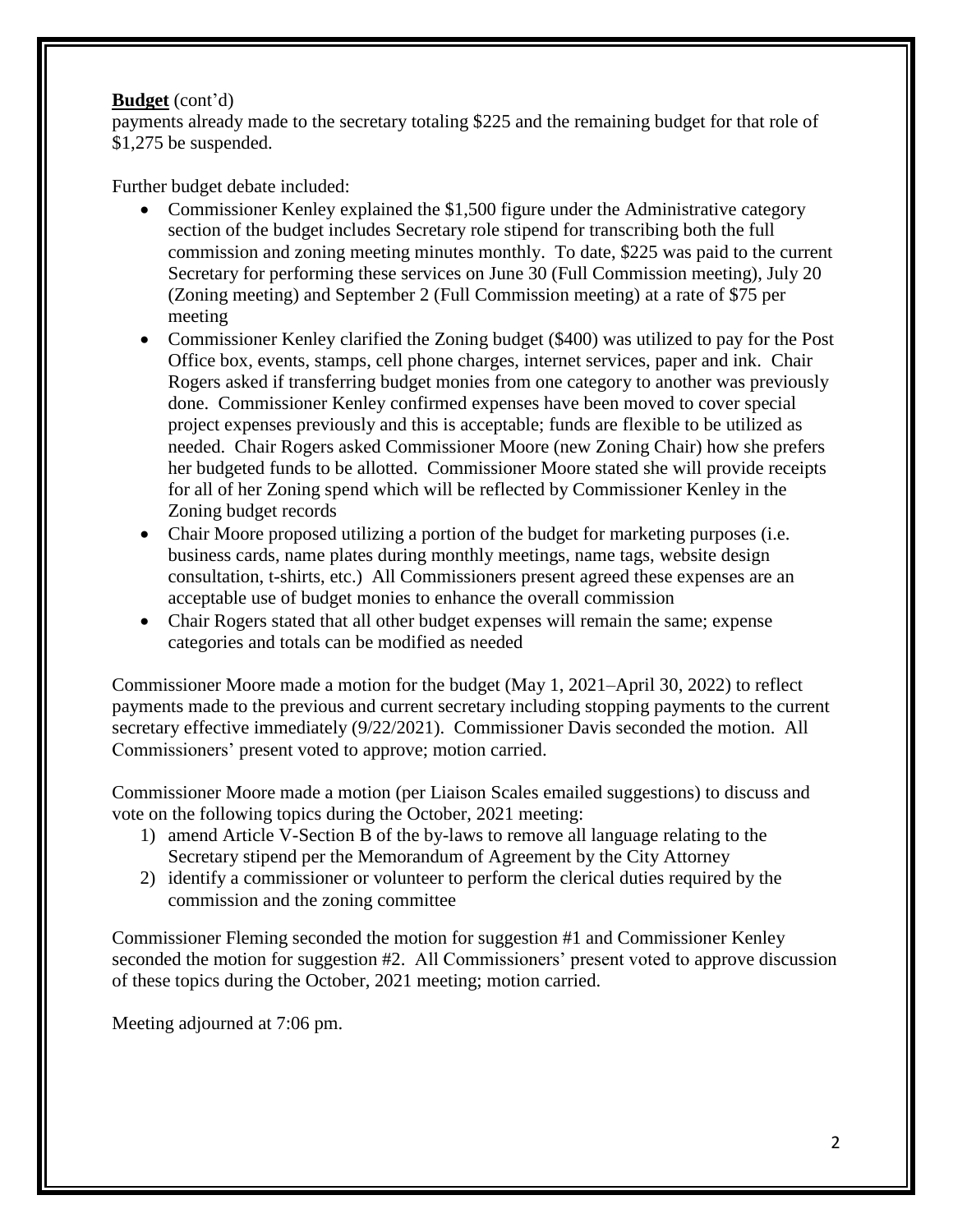**Budget** (cont'd)
payments already made to the secretary totaling $225 and the remaining budget for that role of $1,275 be suspended.

Further budget debate included:

- Commissioner Kenley explained the $1,500 figure under the Administrative category section of the budget includes Secretary role stipend for transcribing both the full commission and zoning meeting minutes monthly. To date, $225 was paid to the current Secretary for performing these services on June 30 (Full Commission meeting), July 20 (Zoning meeting) and September 2 (Full Commission meeting) at a rate of $75 per meeting
- Commissioner Kenley clarified the Zoning budget ($400) was utilized to pay for the Post Office box, events, stamps, cell phone charges, internet services, paper and ink. Chair Rogers asked if transferring budget monies from one category to another was previously done. Commissioner Kenley confirmed expenses have been moved to cover special project expenses previously and this is acceptable; funds are flexible to be utilized as needed. Chair Rogers asked Commissioner Moore (new Zoning Chair) how she prefers her budgeted funds to be allotted. Commissioner Moore stated she will provide receipts for all of her Zoning spend which will be reflected by Commissioner Kenley in the Zoning budget records
- Chair Moore proposed utilizing a portion of the budget for marketing purposes (i.e. business cards, name plates during monthly meetings, name tags, website design consultation, t-shirts, etc.) All Commissioners present agreed these expenses are an acceptable use of budget monies to enhance the overall commission
- Chair Rogers stated that all other budget expenses will remain the same; expense categories and totals can be modified as needed

Commissioner Moore made a motion for the budget (May 1, 2021–April 30, 2022) to reflect payments made to the previous and current secretary including stopping payments to the current secretary effective immediately (9/22/2021). Commissioner Davis seconded the motion. All Commissioners' present voted to approve; motion carried.

Commissioner Moore made a motion (per Liaison Scales emailed suggestions) to discuss and vote on the following topics during the October, 2021 meeting:

1) amend Article V-Section B of the by-laws to remove all language relating to the Secretary stipend per the Memorandum of Agreement by the City Attorney
2) identify a commissioner or volunteer to perform the clerical duties required by the commission and the zoning committee

Commissioner Fleming seconded the motion for suggestion #1 and Commissioner Kenley seconded the motion for suggestion #2. All Commissioners' present voted to approve discussion of these topics during the October, 2021 meeting; motion carried.

Meeting adjourned at 7:06 pm.